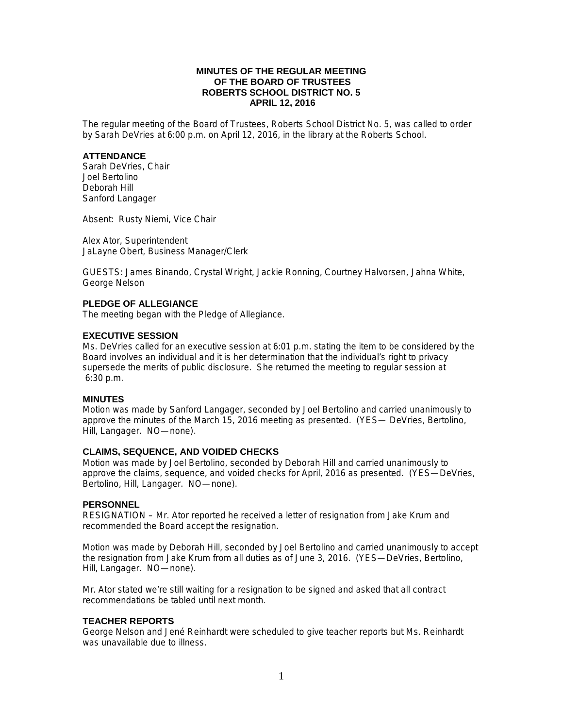# MINUTES OF THE REGULAR MEETING OF THE BOARD OF TRUSTEES ROBERTS SCHOOL DISTRICT NO. 5 APRIL 12, 2016

The regular meeting of the Board of Trustees, Roberts School District No. 5, was called to order by Sarah DeVries at 6:00 p.m. on April 12, 2016, in the library at the Roberts School.

### ATTENDANCE

Sarah DeVries, Chair
Joel Bertolino
Deborah Hill
Sanford Langager

Absent: Rusty Niemi, Vice Chair

Alex Ator, Superintendent
JaLayne Obert, Business Manager/Clerk

GUESTS: James Binando, Crystal Wright, Jackie Ronning, Courtney Halvorsen, Jahna White, George Nelson

### PLEDGE OF ALLEGIANCE

The meeting began with the Pledge of Allegiance.

### EXECUTIVE SESSION

Ms. DeVries called for an executive session at 6:01 p.m. stating the item to be considered by the Board involves an individual and it is her determination that the individual's right to privacy supersede the merits of public disclosure. She returned the meeting to regular session at 6:30 p.m.

### MINUTES

Motion was made by Sanford Langager, seconded by Joel Bertolino and carried unanimously to approve the minutes of the March 15, 2016 meeting as presented. (YES— DeVries, Bertolino, Hill, Langager. NO—none).

### CLAIMS, SEQUENCE, AND VOIDED CHECKS

Motion was made by Joel Bertolino, seconded by Deborah Hill and carried unanimously to approve the claims, sequence, and voided checks for April, 2016 as presented. (YES—DeVries, Bertolino, Hill, Langager. NO—none).

### PERSONNEL

RESIGNATION – Mr. Ator reported he received a letter of resignation from Jake Krum and recommended the Board accept the resignation.

Motion was made by Deborah Hill, seconded by Joel Bertolino and carried unanimously to accept the resignation from Jake Krum from all duties as of June 3, 2016. (YES—DeVries, Bertolino, Hill, Langager. NO—none).

Mr. Ator stated we're still waiting for a resignation to be signed and asked that all contract recommendations be tabled until next month.

### TEACHER REPORTS

George Nelson and Jené Reinhardt were scheduled to give teacher reports but Ms. Reinhardt was unavailable due to illness.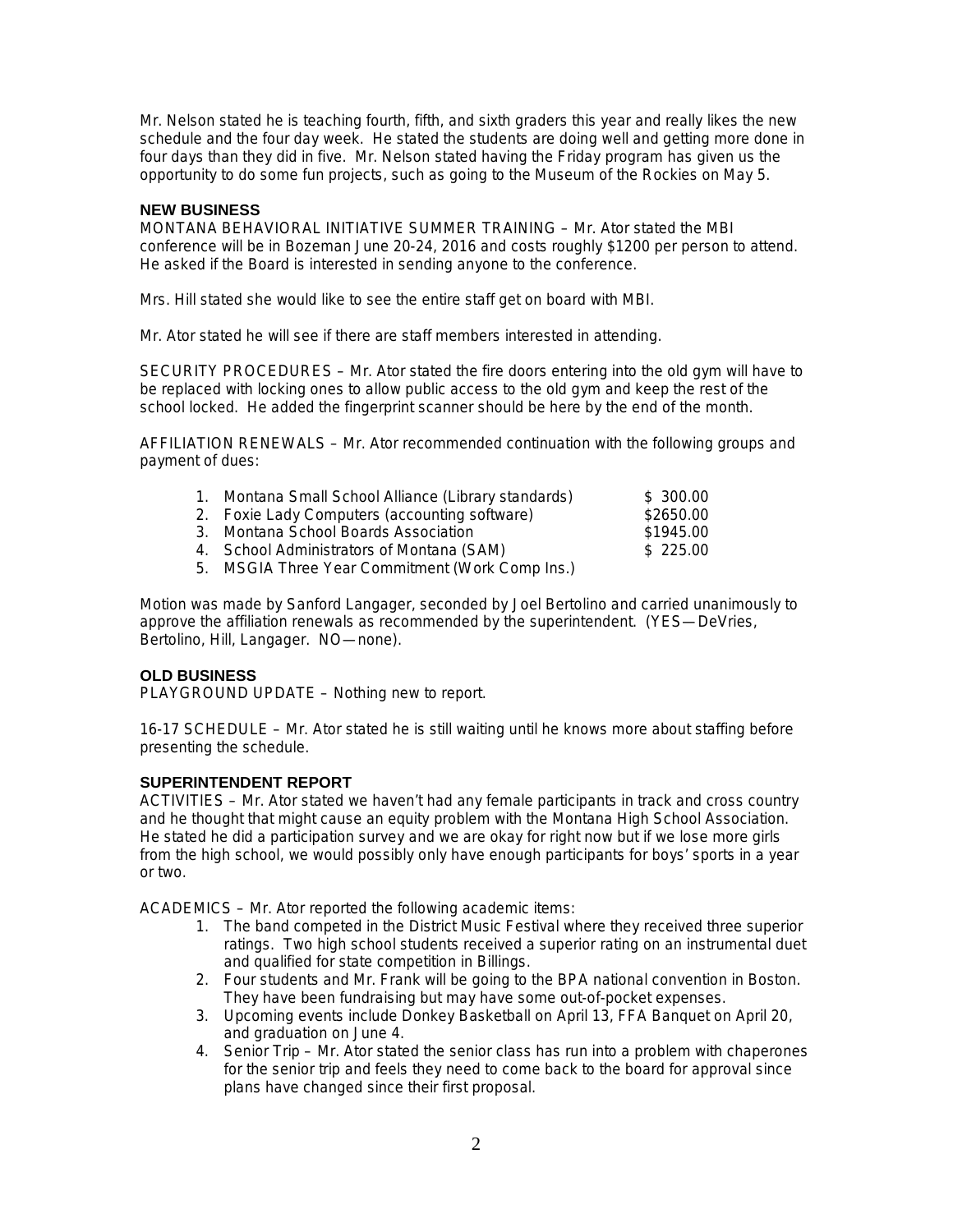Mr. Nelson stated he is teaching fourth, fifth, and sixth graders this year and really likes the new schedule and the four day week. He stated the students are doing well and getting more done in four days than they did in five. Mr. Nelson stated having the Friday program has given us the opportunity to do some fun projects, such as going to the Museum of the Rockies on May 5.

## NEW BUSINESS

MONTANA BEHAVIORAL INITIATIVE SUMMER TRAINING – Mr. Ator stated the MBI conference will be in Bozeman June 20-24, 2016 and costs roughly $1200 per person to attend. He asked if the Board is interested in sending anyone to the conference.

Mrs. Hill stated she would like to see the entire staff get on board with MBI.

Mr. Ator stated he will see if there are staff members interested in attending.

SECURITY PROCEDURES – Mr. Ator stated the fire doors entering into the old gym will have to be replaced with locking ones to allow public access to the old gym and keep the rest of the school locked. He added the fingerprint scanner should be here by the end of the month.

AFFILIATION RENEWALS – Mr. Ator recommended continuation with the following groups and payment of dues:

| | |
|---|---|
| 1. Montana Small School Alliance (Library standards) | $ 300.00 |
| 2. Foxie Lady Computers (accounting software) | $2650.00 |
| 3. Montana School Boards Association | $1945.00 |
| 4. School Administrators of Montana (SAM) | $ 225.00 |
| 5. MSGIA Three Year Commitment (Work Comp Ins.) | |

Motion was made by Sanford Langager, seconded by Joel Bertolino and carried unanimously to approve the affiliation renewals as recommended by the superintendent. (YES—DeVries, Bertolino, Hill, Langager. NO—none).

## OLD BUSINESS

PLAYGROUND UPDATE – Nothing new to report.

16-17 SCHEDULE – Mr. Ator stated he is still waiting until he knows more about staffing before presenting the schedule.

## SUPERINTENDENT REPORT

ACTIVITIES – Mr. Ator stated we haven't had any female participants in track and cross country and he thought that might cause an equity problem with the Montana High School Association. He stated he did a participation survey and we are okay for right now but if we lose more girls from the high school, we would possibly only have enough participants for boys' sports in a year or two.

ACADEMICS – Mr. Ator reported the following academic items:

1. The band competed in the District Music Festival where they received three superior ratings. Two high school students received a superior rating on an instrumental duet and qualified for state competition in Billings.
2. Four students and Mr. Frank will be going to the BPA national convention in Boston. They have been fundraising but may have some out-of-pocket expenses.
3. Upcoming events include Donkey Basketball on April 13, FFA Banquet on April 20, and graduation on June 4.
4. Senior Trip – Mr. Ator stated the senior class has run into a problem with chaperones for the senior trip and feels they need to come back to the board for approval since plans have changed since their first proposal.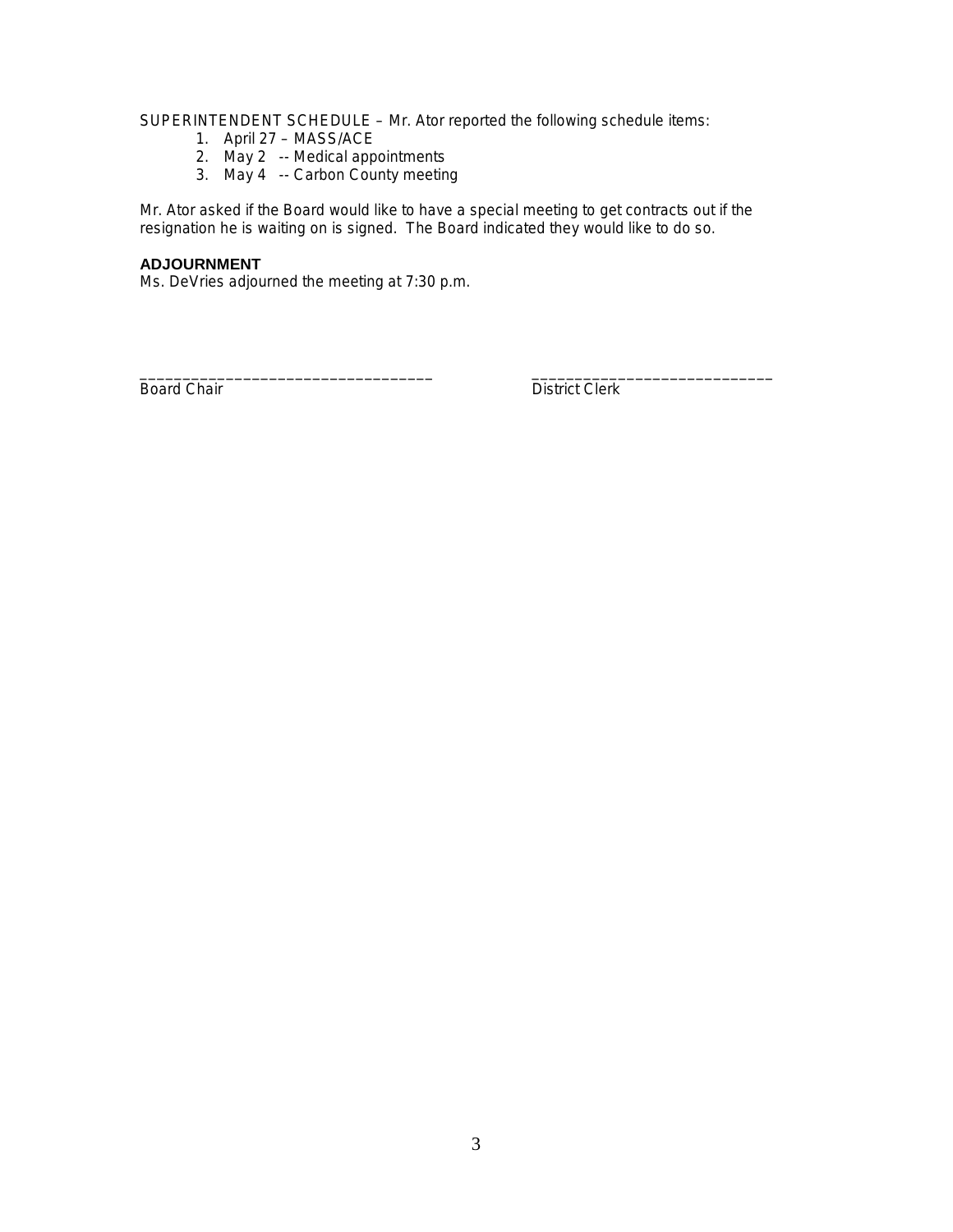SUPERINTENDENT SCHEDULE – Mr. Ator reported the following schedule items:

1. April 27 – MASS/ACE
2. May 2 -- Medical appointments
3. May 4 -- Carbon County meeting

Mr. Ator asked if the Board would like to have a special meeting to get contracts out if the resignation he is waiting on is signed. The Board indicated they would like to do so.

**ADJOURNMENT**

Ms. DeVries adjourned the meeting at 7:30 p.m.

___________________________________ Board Chair

____________________________ District Clerk